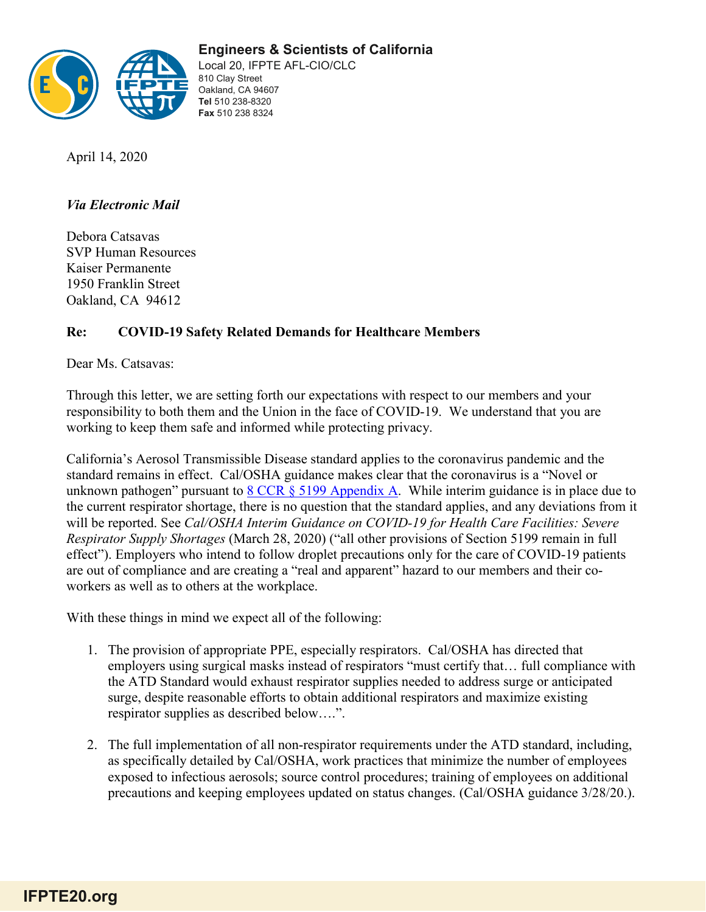**Engineers & Scientists of California**
Local 20, IFPTE AFL-CIO/CLC
810 Clay Street
Oakland, CA 94607
**Tel** 510 238-8320
**Fax** 510 238 8324

April 14, 2020

***Via Electronic Mail***

Debora Catsavas
SVP Human Resources
Kaiser Permanente
1950 Franklin Street
Oakland, CA 94612

**Re: COVID-19 Safety Related Demands for Healthcare Members**

Dear Ms. Catsavas:

Through this letter, we are setting forth our expectations with respect to our members and your responsibility to both them and the Union in the face of COVID-19. We understand that you are working to keep them safe and informed while protecting privacy.

California's Aerosol Transmissible Disease standard applies to the coronavirus pandemic and the standard remains in effect. Cal/OSHA guidance makes clear that the coronavirus is a "Novel or unknown pathogen" pursuant to 8 CCR § 5199 Appendix A. While interim guidance is in place due to the current respirator shortage, there is no question that the standard applies, and any deviations from it will be reported. See *Cal/OSHA Interim Guidance on COVID-19 for Health Care Facilities: Severe Respirator Supply Shortages* (March 28, 2020) ("all other provisions of Section 5199 remain in full effect"). Employers who intend to follow droplet precautions only for the care of COVID-19 patients are out of compliance and are creating a "real and apparent" hazard to our members and their co-workers as well as to others at the workplace.

With these things in mind we expect all of the following:

1. The provision of appropriate PPE, especially respirators. Cal/OSHA has directed that employers using surgical masks instead of respirators "must certify that… full compliance with the ATD Standard would exhaust respirator supplies needed to address surge or anticipated surge, despite reasonable efforts to obtain additional respirators and maximize existing respirator supplies as described below….".

2. The full implementation of all non-respirator requirements under the ATD standard, including, as specifically detailed by Cal/OSHA, work practices that minimize the number of employees exposed to infectious aerosols; source control procedures; training of employees on additional precautions and keeping employees updated on status changes. (Cal/OSHA guidance 3/28/20.).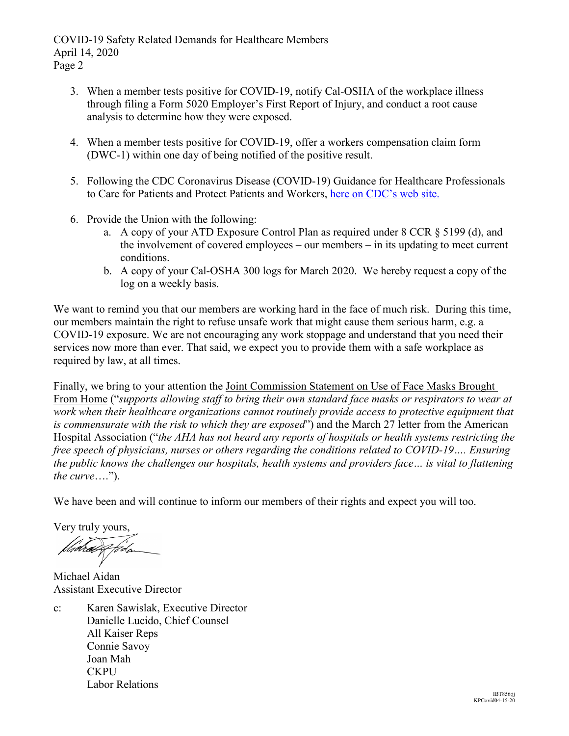3. When a member tests positive for COVID-19, notify Cal-OSHA of the workplace illness through filing a Form 5020 Employer's First Report of Injury, and conduct a root cause analysis to determine how they were exposed.

4. When a member tests positive for COVID-19, offer a workers compensation claim form (DWC-1) within one day of being notified of the positive result.

5. Following the CDC Coronavirus Disease (COVID-19) Guidance for Healthcare Professionals to Care for Patients and Protect Patients and Workers, here on CDC's web site.

6. Provide the Union with the following:
   a. A copy of your ATD Exposure Control Plan as required under 8 CCR § 5199 (d), and the involvement of covered employees – our members – in its updating to meet current conditions.
   b. A copy of your Cal-OSHA 300 logs for March 2020. We hereby request a copy of the log on a weekly basis.

We want to remind you that our members are working hard in the face of much risk. During this time, our members maintain the right to refuse unsafe work that might cause them serious harm, e.g. a COVID-19 exposure. We are not encouraging any work stoppage and understand that you need their services now more than ever. That said, we expect you to provide them with a safe workplace as required by law, at all times.

Finally, we bring to your attention the Joint Commission Statement on Use of Face Masks Brought From Home ("*supports allowing staff to bring their own standard face masks or respirators to wear at work when their healthcare organizations cannot routinely provide access to protective equipment that is commensurate with the risk to which they are exposed*") and the March 27 letter from the American Hospital Association ("*the AHA has not heard any reports of hospitals or health systems restricting the free speech of physicians, nurses or others regarding the conditions related to COVID-19…. Ensuring the public knows the challenges our hospitals, health systems and providers face… is vital to flattening the curve*….").

We have been and will continue to inform our members of their rights and expect you will too.

Very truly yours,

Michael Aidan
Assistant Executive Director

c: Karen Sawislak, Executive Director
Danielle Lucido, Chief Counsel
All Kaiser Reps
Connie Savoy
Joan Mah
CKPU
Labor Relations

IBT856:jj
KPCovid04-15-20